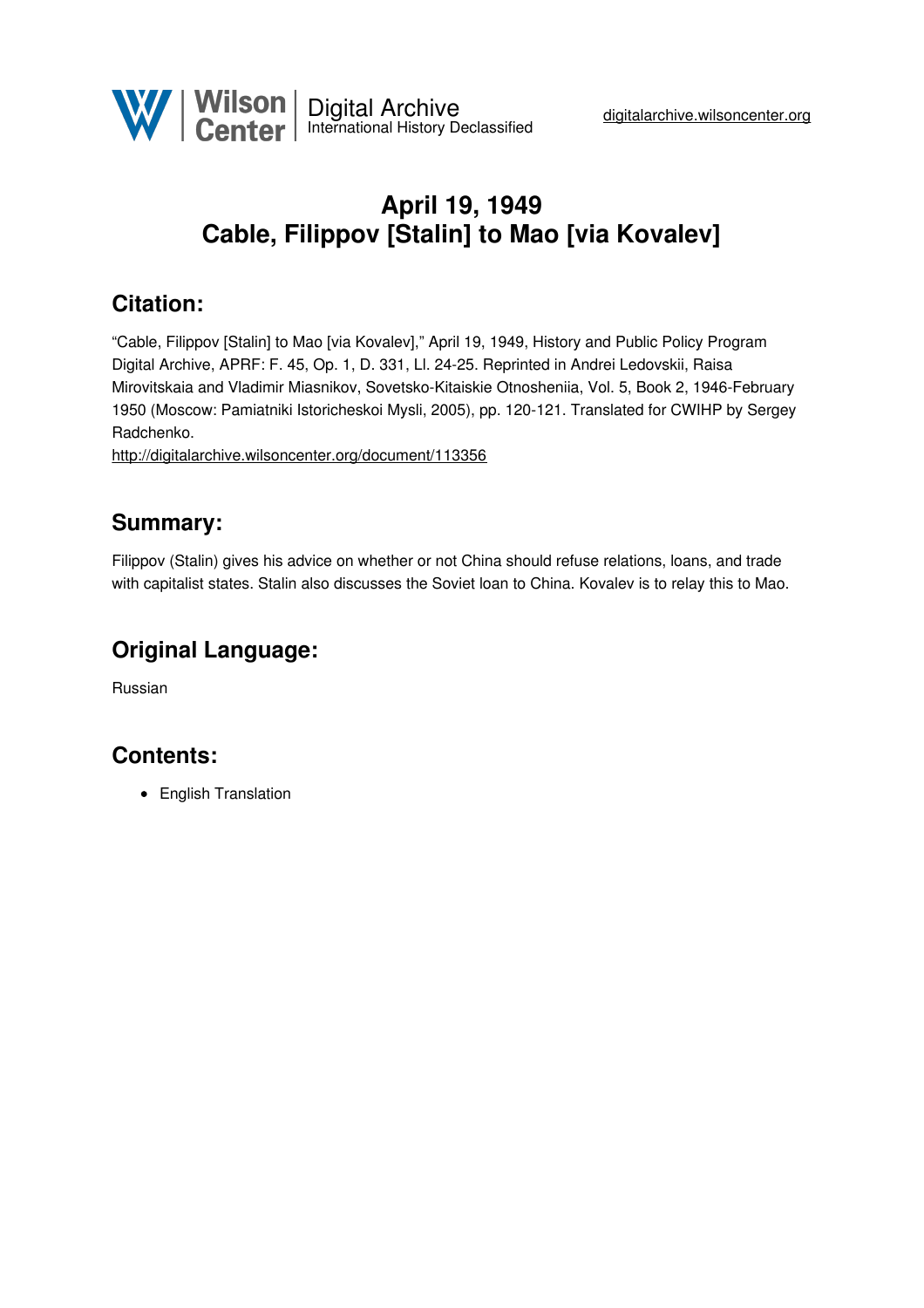# April 19, 1949
# Cable, Filippov [Stalin] to Mao [via Kovalev]

## Citation:

"Cable, Filippov [Stalin] to Mao [via Kovalev]," April 19, 1949, History and Public Policy Program Digital Archive, APRF: F. 45, Op. 1, D. 331, Ll. 24-25. Reprinted in Andrei Ledovskii, Raisa Mirovitskaia and Vladimir Miasnikov, Sovetsko-Kitaiskie Otnosheniia, Vol. 5, Book 2, 1946-February 1950 (Moscow: Pamiatniki Istoricheskoi Mysli, 2005), pp. 120-121. Translated for CWIHP by Sergey Radchenko.
http://digitalarchive.wilsoncenter.org/document/113356

## Summary:

Filippov (Stalin) gives his advice on whether or not China should refuse relations, loans, and trade with capitalist states. Stalin also discusses the Soviet loan to China. Kovalev is to relay this to Mao.

## Original Language:

Russian

## Contents:

- English Translation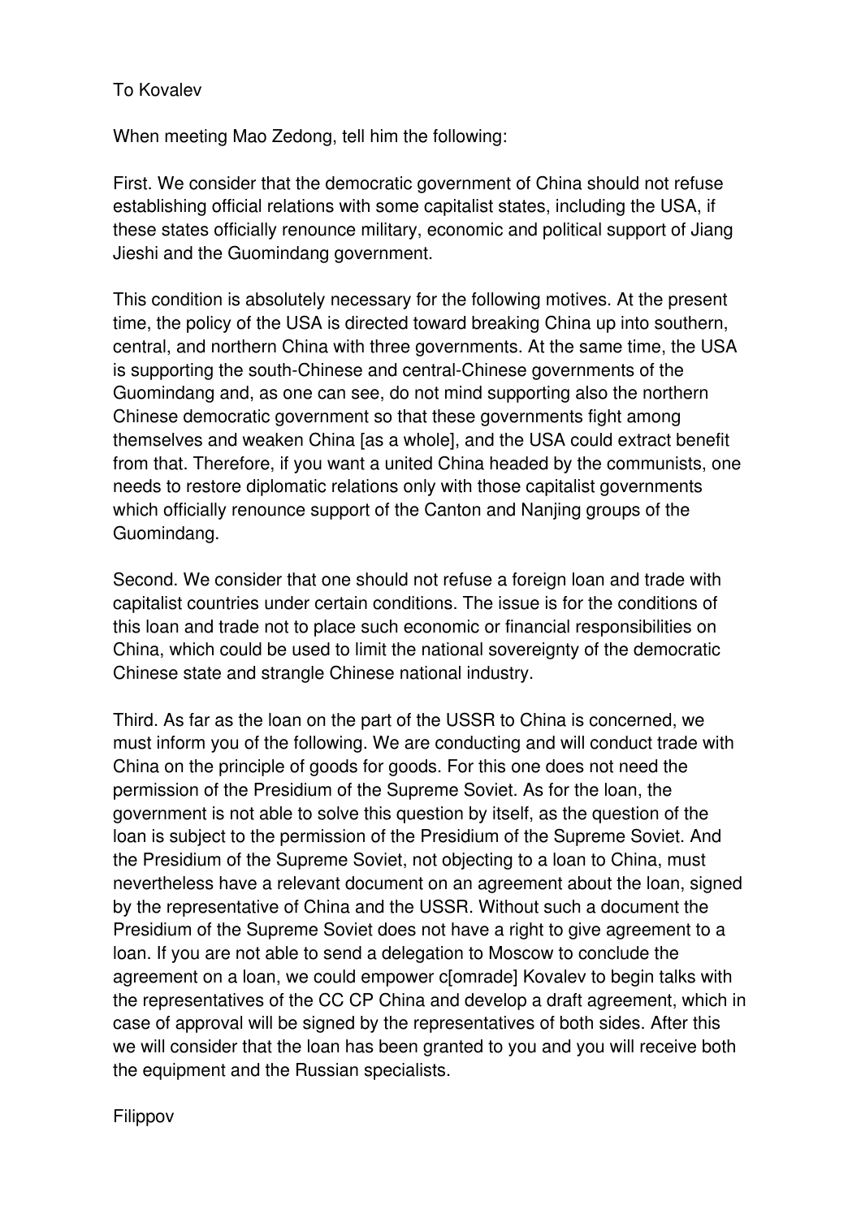To Kovalev

When meeting Mao Zedong, tell him the following:

First. We consider that the democratic government of China should not refuse establishing official relations with some capitalist states, including the USA, if these states officially renounce military, economic and political support of Jiang Jieshi and the Guomindang government.

This condition is absolutely necessary for the following motives. At the present time, the policy of the USA is directed toward breaking China up into southern, central, and northern China with three governments. At the same time, the USA is supporting the south-Chinese and central-Chinese governments of the Guomindang and, as one can see, do not mind supporting also the northern Chinese democratic government so that these governments fight among themselves and weaken China [as a whole], and the USA could extract benefit from that. Therefore, if you want a united China headed by the communists, one needs to restore diplomatic relations only with those capitalist governments which officially renounce support of the Canton and Nanjing groups of the Guomindang.

Second. We consider that one should not refuse a foreign loan and trade with capitalist countries under certain conditions. The issue is for the conditions of this loan and trade not to place such economic or financial responsibilities on China, which could be used to limit the national sovereignty of the democratic Chinese state and strangle Chinese national industry.

Third. As far as the loan on the part of the USSR to China is concerned, we must inform you of the following. We are conducting and will conduct trade with China on the principle of goods for goods. For this one does not need the permission of the Presidium of the Supreme Soviet. As for the loan, the government is not able to solve this question by itself, as the question of the loan is subject to the permission of the Presidium of the Supreme Soviet. And the Presidium of the Supreme Soviet, not objecting to a loan to China, must nevertheless have a relevant document on an agreement about the loan, signed by the representative of China and the USSR. Without such a document the Presidium of the Supreme Soviet does not have a right to give agreement to a loan. If you are not able to send a delegation to Moscow to conclude the agreement on a loan, we could empower c[omrade] Kovalev to begin talks with the representatives of the CC CP China and develop a draft agreement, which in case of approval will be signed by the representatives of both sides. After this we will consider that the loan has been granted to you and you will receive both the equipment and the Russian specialists.

Filippov